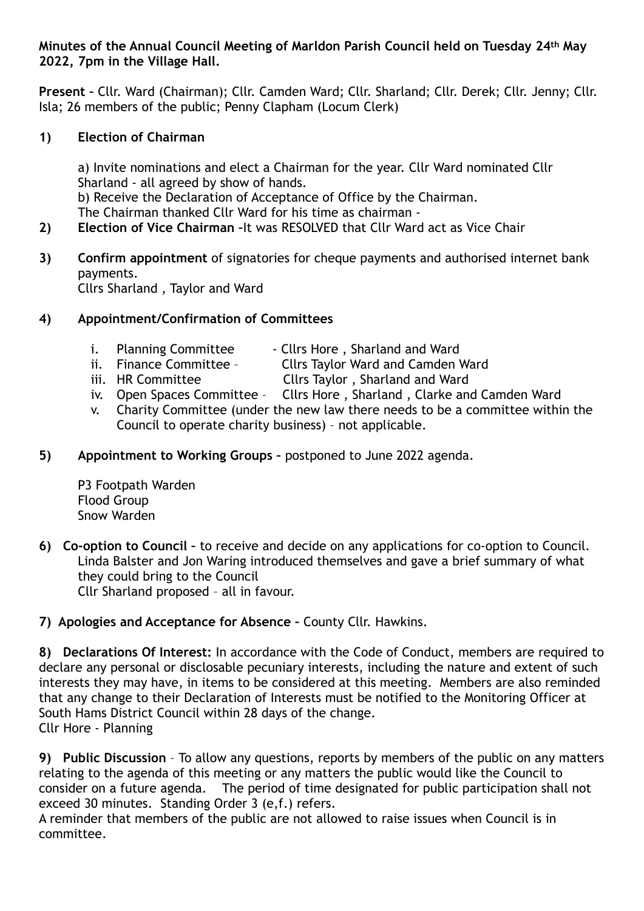**Minutes of the Annual Council Meeting of Marldon Parish Council held on Tuesday 24th May 2022, 7pm in the Village Hall.**

**Present –** Cllr. Ward (Chairman); Cllr. Camden Ward; Cllr. Sharland; Cllr. Derek; Cllr. Jenny; Cllr. Isla; 26 members of the public; Penny Clapham (Locum Clerk)

**1) Election of Chairman**

a) Invite nominations and elect a Chairman for the year. Cllr Ward nominated Cllr Sharland - all agreed by show of hands.
b) Receive the Declaration of Acceptance of Office by the Chairman.
The Chairman thanked Cllr Ward for his time as chairman -

**2) Election of Vice Chairman –**It was RESOLVED that Cllr Ward act as Vice Chair

**3) Confirm appointment** of signatories for cheque payments and authorised internet bank payments.
Cllrs Sharland , Taylor and Ward

**4) Appointment/Confirmation of Committees**

i. Planning Committee - Cllrs Hore , Sharland and Ward
ii. Finance Committee – Cllrs Taylor Ward and Camden Ward
iii. HR Committee Cllrs Taylor , Sharland and Ward
iv. Open Spaces Committee – Cllrs Hore , Sharland , Clarke and Camden Ward
v. Charity Committee (under the new law there needs to be a committee within the Council to operate charity business) – not applicable.

**5) Appointment to Working Groups –** postponed to June 2022 agenda.

P3 Footpath Warden
Flood Group
Snow Warden

**6) Co-option to Council –** to receive and decide on any applications for co-option to Council.
Linda Balster and Jon Waring introduced themselves and gave a brief summary of what they could bring to the Council
Cllr Sharland proposed – all in favour.

**7) Apologies and Acceptance for Absence –** County Cllr. Hawkins.

**8) Declarations Of Interest:** In accordance with the Code of Conduct, members are required to declare any personal or disclosable pecuniary interests, including the nature and extent of such interests they may have, in items to be considered at this meeting. Members are also reminded that any change to their Declaration of Interests must be notified to the Monitoring Officer at South Hams District Council within 28 days of the change.
Cllr Hore - Planning

**9) Public Discussion** – To allow any questions, reports by members of the public on any matters relating to the agenda of this meeting or any matters the public would like the Council to consider on a future agenda. The period of time designated for public participation shall not exceed 30 minutes. Standing Order 3 (e,f.) refers.
A reminder that members of the public are not allowed to raise issues when Council is in committee.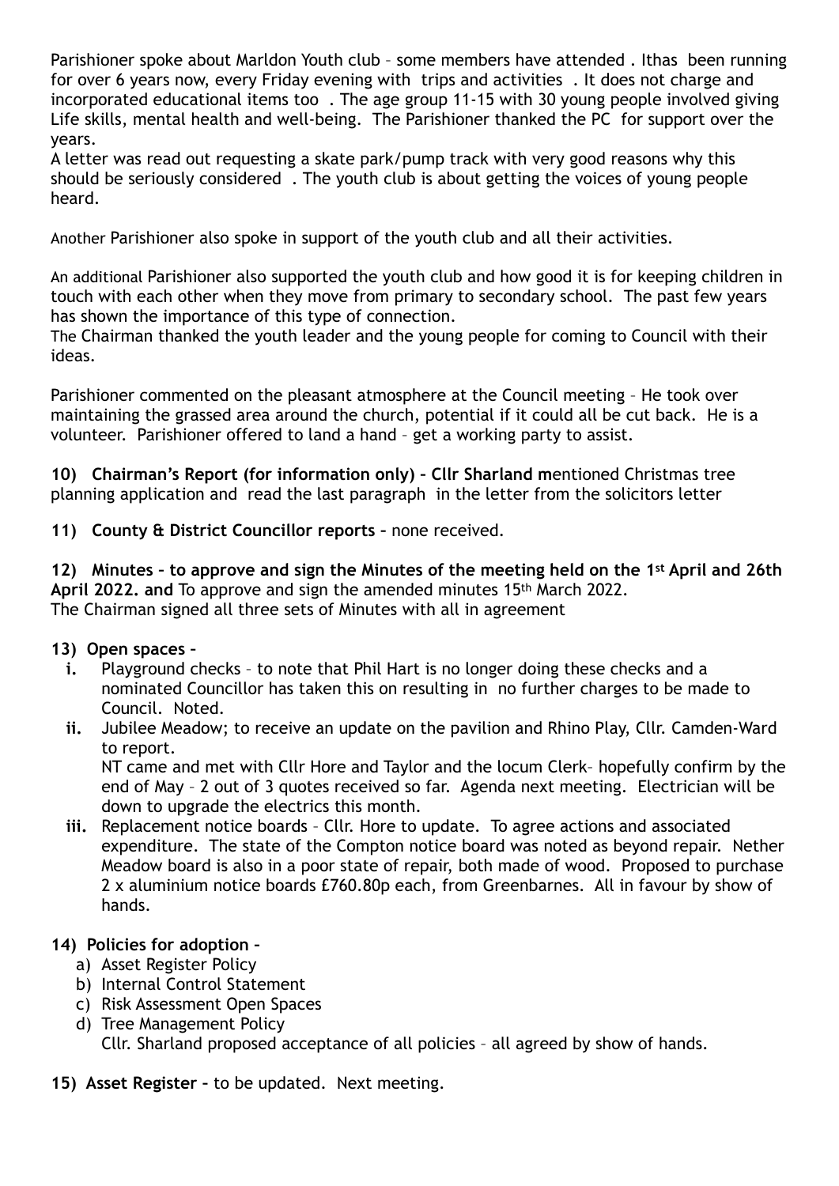Parishioner spoke about Marldon Youth club – some members have attended . Ithas been running for over 6 years now, every Friday evening with trips and activities . It does not charge and incorporated educational items too . The age group 11-15 with 30 young people involved giving Life skills, mental health and well-being. The Parishioner thanked the PC for support over the years.
A letter was read out requesting a skate park/pump track with very good reasons why this should be seriously considered . The youth club is about getting the voices of young people heard.

Another Parishioner also spoke in support of the youth club and all their activities.

An additional Parishioner also supported the youth club and how good it is for keeping children in touch with each other when they move from primary to secondary school. The past few years has shown the importance of this type of connection.
The Chairman thanked the youth leader and the young people for coming to Council with their ideas.

Parishioner commented on the pleasant atmosphere at the Council meeting – He took over maintaining the grassed area around the church, potential if it could all be cut back. He is a volunteer. Parishioner offered to land a hand – get a working party to assist.

**10) Chairman's Report (for information only) – Cllr Sharland m**entioned Christmas tree planning application and read the last paragraph in the letter from the solicitors letter

**11) County & District Councillor reports –** none received.

**12) Minutes – to approve and sign the Minutes of the meeting held on the 1st April and 26th April 2022. and** To approve and sign the amended minutes 15th March 2022.
The Chairman signed all three sets of Minutes with all in agreement

**13) Open spaces –**

- **i.** Playground checks – to note that Phil Hart is no longer doing these checks and a nominated Councillor has taken this on resulting in no further charges to be made to Council. Noted.
- **ii.** Jubilee Meadow; to receive an update on the pavilion and Rhino Play, Cllr. Camden-Ward to report.
  NT came and met with Cllr Hore and Taylor and the locum Clerk– hopefully confirm by the end of May – 2 out of 3 quotes received so far. Agenda next meeting. Electrician will be down to upgrade the electrics this month.
- **iii.** Replacement notice boards – Cllr. Hore to update. To agree actions and associated expenditure. The state of the Compton notice board was noted as beyond repair. Nether Meadow board is also in a poor state of repair, both made of wood. Proposed to purchase 2 x aluminium notice boards £760.80p each, from Greenbarnes. All in favour by show of hands.

**14) Policies for adoption –**

- a) Asset Register Policy
- b) Internal Control Statement
- c) Risk Assessment Open Spaces
- d) Tree Management Policy
  Cllr. Sharland proposed acceptance of all policies – all agreed by show of hands.

**15) Asset Register –** to be updated. Next meeting.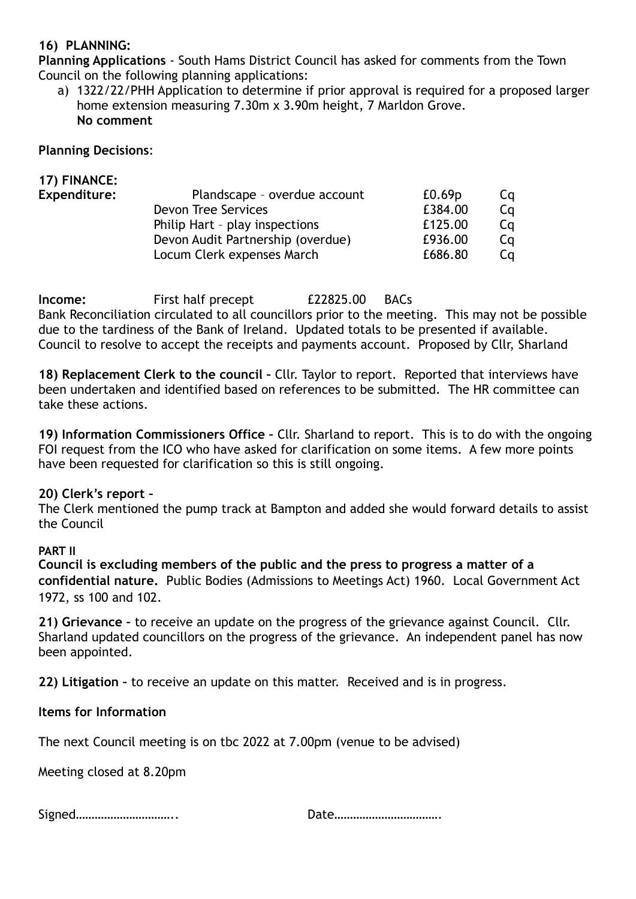**16) PLANNING:**

**Planning Applications** - South Hams District Council has asked for comments from the Town Council on the following planning applications:

a) 1322/22/PHH Application to determine if prior approval is required for a proposed larger home extension measuring 7.30m x 3.90m height, 7 Marldon Grove.
**No comment**

**Planning Decisions**:

**17) FINANCE:**

| | | | |
|---|---|---|---|
| **Expenditure:** | Plandscape – overdue account | £0.69p | Cq |
| | Devon Tree Services | £384.00 | Cq |
| | Philip Hart – play inspections | £125.00 | Cq |
| | Devon Audit Partnership (overdue) | £936.00 | Cq |
| | Locum Clerk expenses March | £686.80 | Cq |

**Income:** First half precept £22825.00 BACs
Bank Reconciliation circulated to all councillors prior to the meeting. This may not be possible due to the tardiness of the Bank of Ireland. Updated totals to be presented if available. Council to resolve to accept the receipts and payments account. Proposed by Cllr, Sharland

**18) Replacement Clerk to the council –** Cllr. Taylor to report. Reported that interviews have been undertaken and identified based on references to be submitted. The HR committee can take these actions.

**19) Information Commissioners Office –** Cllr. Sharland to report. This is to do with the ongoing FOI request from the ICO who have asked for clarification on some items. A few more points have been requested for clarification so this is still ongoing.

**20) Clerk's report –**

The Clerk mentioned the pump track at Bampton and added she would forward details to assist the Council

**PART II**

**Council is excluding members of the public and the press to progress a matter of a confidential nature.** Public Bodies (Admissions to Meetings Act) 1960. Local Government Act 1972, ss 100 and 102.

**21) Grievance –** to receive an update on the progress of the grievance against Council. Cllr. Sharland updated councillors on the progress of the grievance. An independent panel has now been appointed.

**22) Litigation –** to receive an update on this matter. Received and is in progress.

**Items for Information**

The next Council meeting is on tbc 2022 at 7.00pm (venue to be advised)

Meeting closed at 8.20pm

Signed………………………….. Date…………………………….